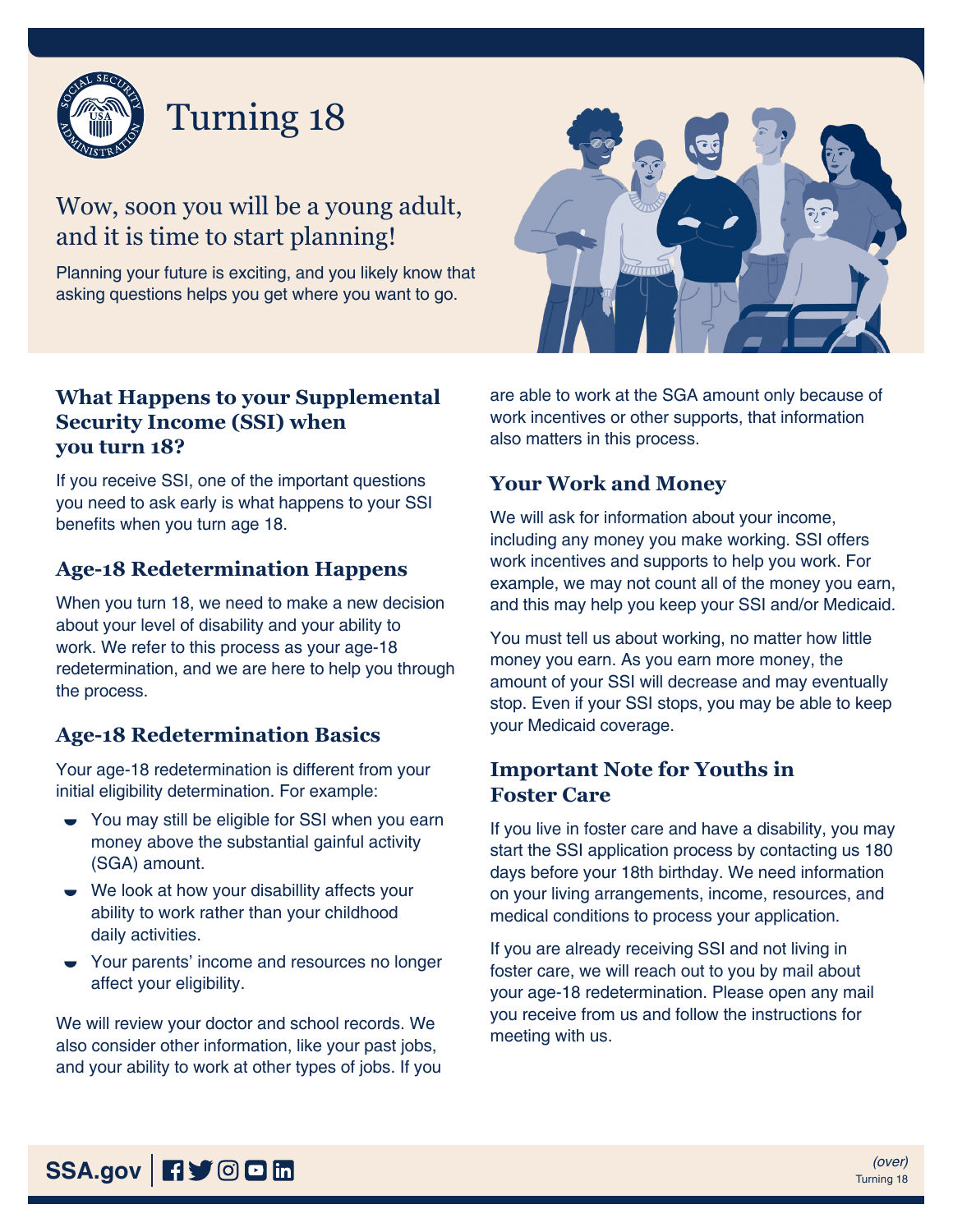# Turning 18

## Wow, soon you will be a young adult, and it is time to start planning!

Planning your future is exciting, and you likely know that asking questions helps you get where you want to go.

### What Happens to your Supplemental Security Income (SSI) when you turn 18?

If you receive SSI, one of the important questions you need to ask early is what happens to your SSI benefits when you turn age 18.

### Age-18 Redetermination Happens

When you turn 18, we need to make a new decision about your level of disability and your ability to work. We refer to this process as your age-18 redetermination, and we are here to help you through the process.

### Age-18 Redetermination Basics

Your age-18 redetermination is different from your initial eligibility determination. For example:

- You may still be eligible for SSI when you earn money above the substantial gainful activity (SGA) amount.
- We look at how your disabillity affects your ability to work rather than your childhood daily activities.
- Your parents' income and resources no longer affect your eligibility.

We will review your doctor and school records. We also consider other information, like your past jobs, and your ability to work at other types of jobs. If you are able to work at the SGA amount only because of work incentives or other supports, that information also matters in this process.

### Your Work and Money

We will ask for information about your income, including any money you make working. SSI offers work incentives and supports to help you work. For example, we may not count all of the money you earn, and this may help you keep your SSI and/or Medicaid.

You must tell us about working, no matter how little money you earn. As you earn more money, the amount of your SSI will decrease and may eventually stop. Even if your SSI stops, you may be able to keep your Medicaid coverage.

### Important Note for Youths in Foster Care

If you live in foster care and have a disability, you may start the SSI application process by contacting us 180 days before your 18th birthday. We need information on your living arrangements, income, resources, and medical conditions to process your application.

If you are already receiving SSI and not living in foster care, we will reach out to you by mail about your age-18 redetermination. Please open any mail you receive from us and follow the instructions for meeting with us.

SSA.gov

*(over)*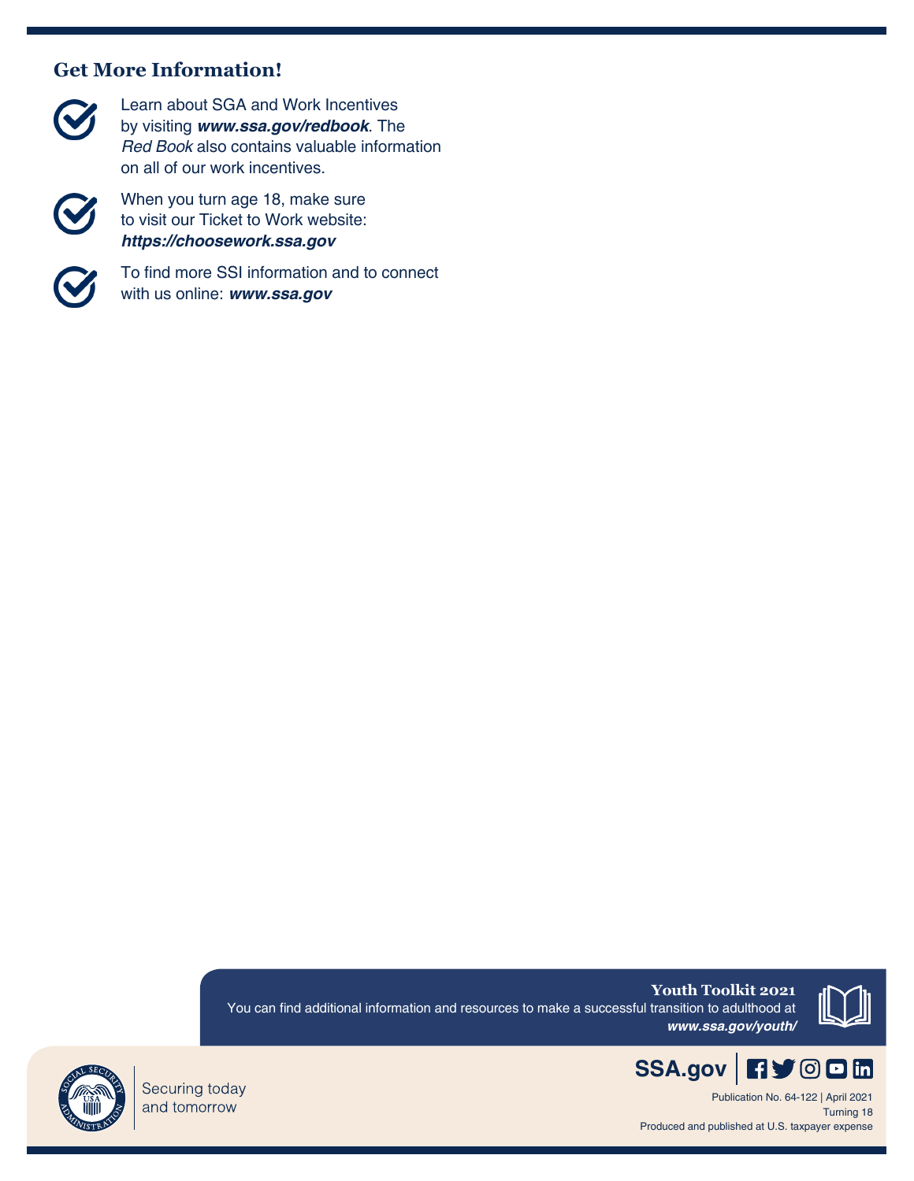## Get More Information!

- Learn about SGA and Work Incentives by visiting ***www.ssa.gov/redbook***. The *Red Book* also contains valuable information on all of our work incentives.
- When you turn age 18, make sure to visit our Ticket to Work website: ***https://choosework.ssa.gov***
- To find more SSI information and to connect with us online: ***www.ssa.gov***

**Youth Toolkit 2021**

You can find additional information and resources to make a successful transition to adulthood at ***www.ssa.gov/youth/***

Securing today and tomorrow

SSA.gov

Publication No. 64-122 | April 2021
Turning 18
Produced and published at U.S. taxpayer expense